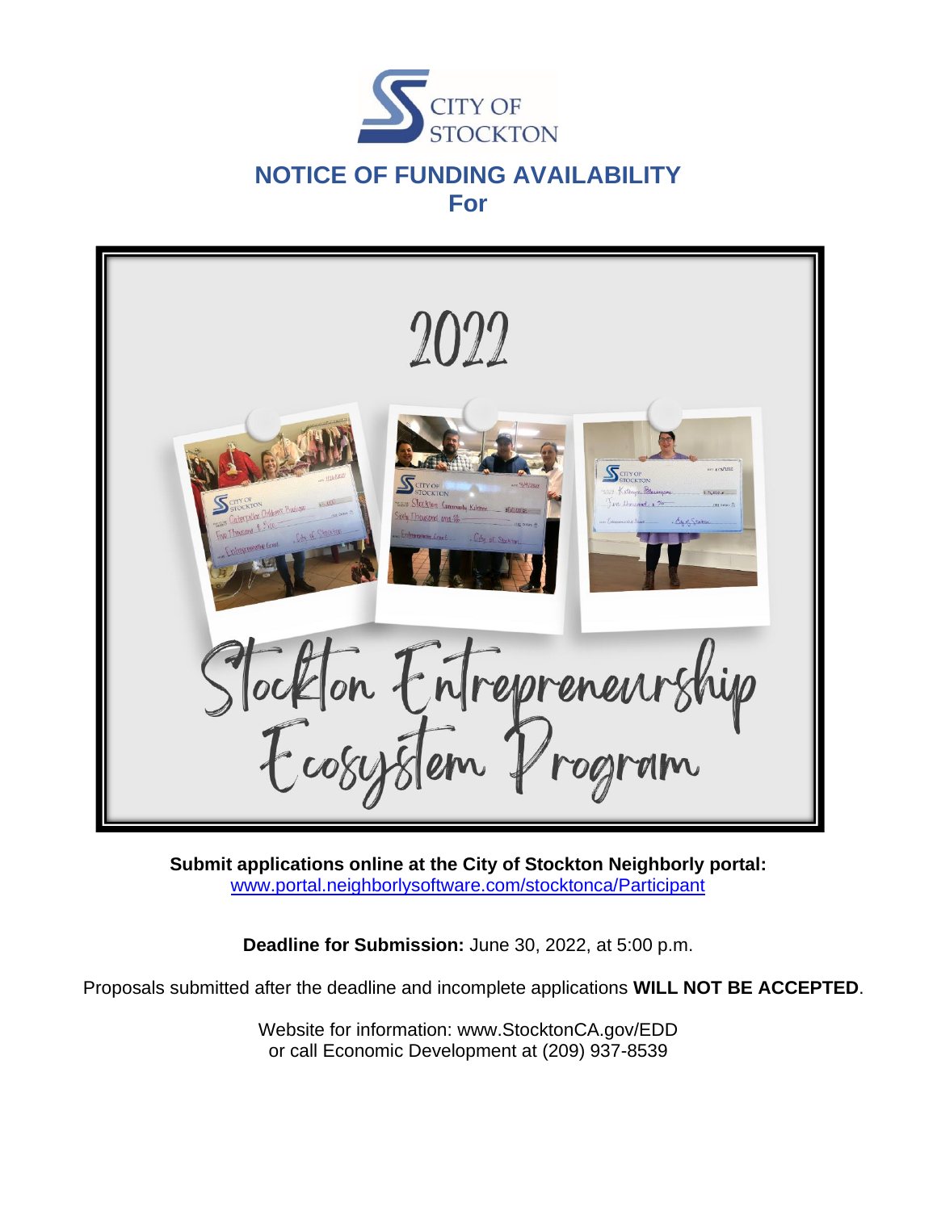CITY OF STOCKTON

# NOTICE OF FUNDING AVAILABILITY
## For

2022

Stockton Entrepreneurship Ecosystem Program

**Submit applications online at the City of Stockton Neighborly portal:**
www.portal.neighborlysoftware.com/stocktonca/Participant

**Deadline for Submission:** June 30, 2022, at 5:00 p.m.

Proposals submitted after the deadline and incomplete applications **WILL NOT BE ACCEPTED**.

Website for information: www.StocktonCA.gov/EDD
or call Economic Development at (209) 937-8539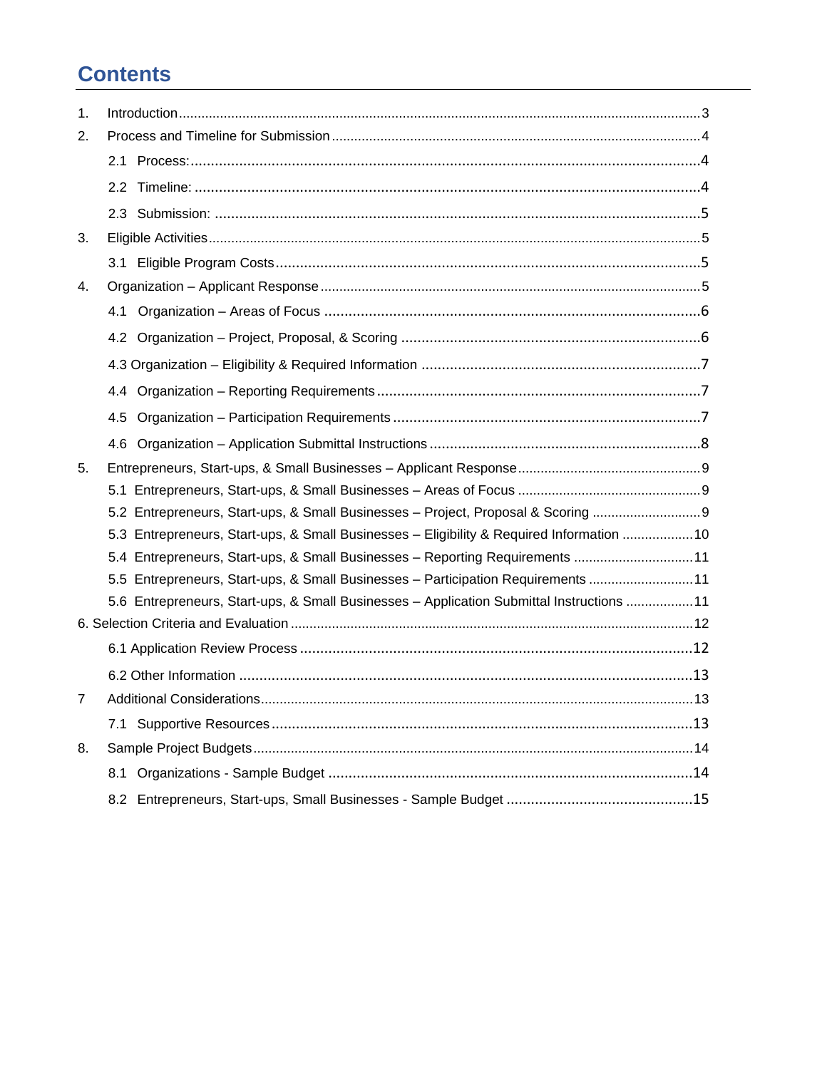# Contents

1. Introduction ....................................................................................................................................... 3
2. Process and Timeline for Submission ............................................................................................... 4
   - 2.1 Process: ..................................................................................................................................... 4
   - 2.2 Timeline: .................................................................................................................................... 4
   - 2.3 Submission: ............................................................................................................................... 5
3. Eligible Activities ................................................................................................................................ 5
   - 3.1 Eligible Program Costs ............................................................................................................... 5
4. Organization – Applicant Response .................................................................................................. 5
   - 4.1 Organization – Areas of Focus .................................................................................................. 6
   - 4.2 Organization – Project, Proposal, & Scoring ............................................................................. 6
   - 4.3 Organization – Eligibility & Required Information .................................................................... 7
   - 4.4 Organization – Reporting Requirements ................................................................................... 7
   - 4.5 Organization – Participation Requirements ............................................................................... 7
   - 4.6 Organization – Application Submittal Instructions .................................................................... 8
5. Entrepreneurs, Start-ups, & Small Businesses – Applicant Response ............................................... 9
   - 5.1 Entrepreneurs, Start-ups, & Small Businesses – Areas of Focus ............................................. 9
   - 5.2 Entrepreneurs, Start-ups, & Small Businesses – Project, Proposal & Scoring ......................... 9
   - 5.3 Entrepreneurs, Start-ups, & Small Businesses – Eligibility & Required Information ................ 10
   - 5.4 Entrepreneurs, Start-ups, & Small Businesses – Reporting Requirements ............................. 11
   - 5.5 Entrepreneurs, Start-ups, & Small Businesses – Participation Requirements ......................... 11
   - 5.6 Entrepreneurs, Start-ups, & Small Businesses – Application Submittal Instructions ................ 11
6. Selection Criteria and Evaluation ..................................................................................................... 12
   - 6.1 Application Review Process ..................................................................................................... 12
   - 6.2 Other Information ..................................................................................................................... 13
7. Additional Considerations ................................................................................................................ 13
   - 7.1 Supportive Resources .............................................................................................................. 13
8. Sample Project Budgets ................................................................................................................... 14
   - 8.1 Organizations - Sample Budget ............................................................................................... 14
   - 8.2 Entrepreneurs, Start-ups, Small Businesses - Sample Budget ................................................ 15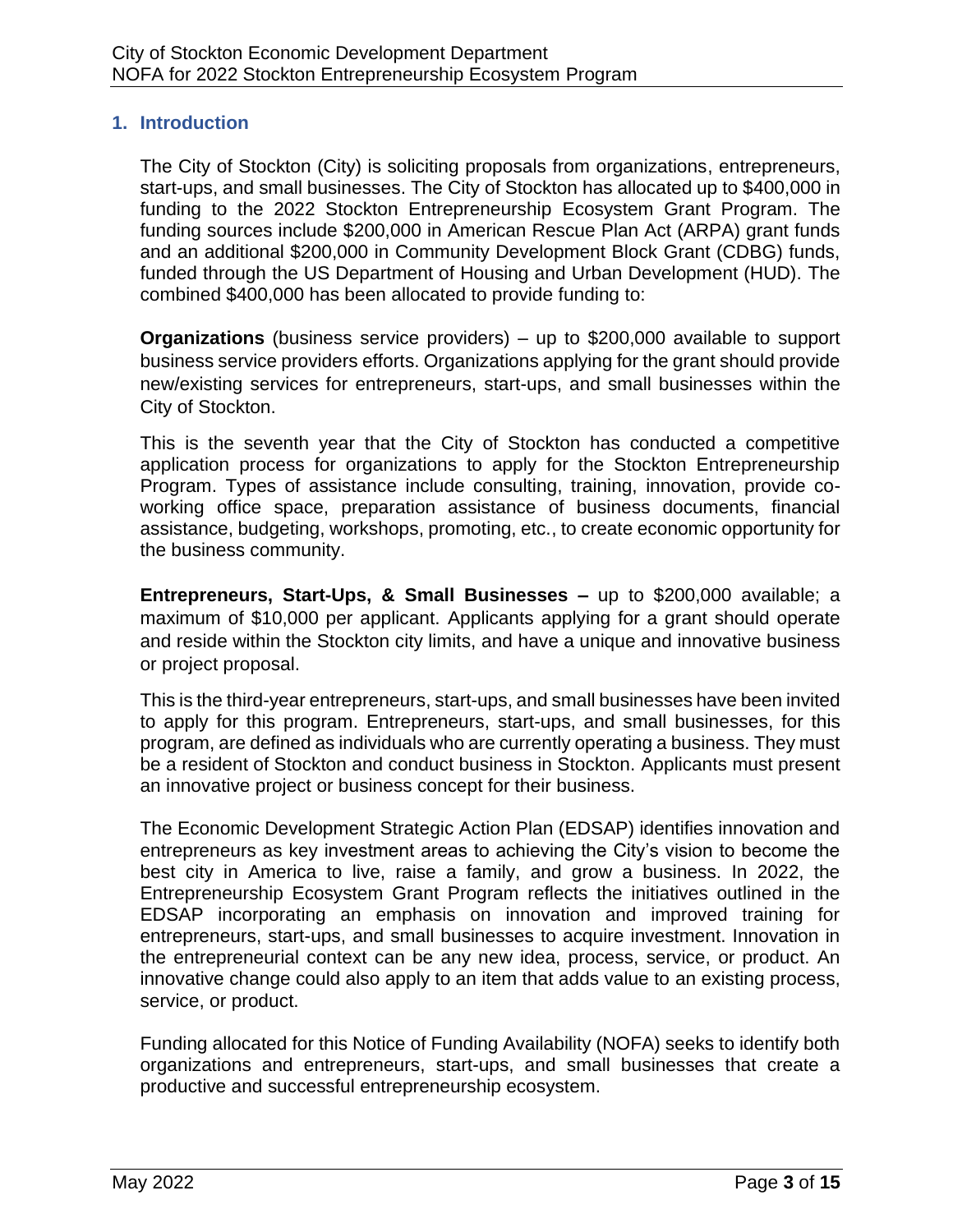## 1. Introduction

The City of Stockton (City) is soliciting proposals from organizations, entrepreneurs, start-ups, and small businesses. The City of Stockton has allocated up to $400,000 in funding to the 2022 Stockton Entrepreneurship Ecosystem Grant Program. The funding sources include $200,000 in American Rescue Plan Act (ARPA) grant funds and an additional $200,000 in Community Development Block Grant (CDBG) funds, funded through the US Department of Housing and Urban Development (HUD). The combined $400,000 has been allocated to provide funding to:

**Organizations** (business service providers) – up to $200,000 available to support business service providers efforts. Organizations applying for the grant should provide new/existing services for entrepreneurs, start-ups, and small businesses within the City of Stockton.

This is the seventh year that the City of Stockton has conducted a competitive application process for organizations to apply for the Stockton Entrepreneurship Program. Types of assistance include consulting, training, innovation, provide co-working office space, preparation assistance of business documents, financial assistance, budgeting, workshops, promoting, etc., to create economic opportunity for the business community.

**Entrepreneurs, Start-Ups, & Small Businesses –** up to $200,000 available; a maximum of $10,000 per applicant. Applicants applying for a grant should operate and reside within the Stockton city limits, and have a unique and innovative business or project proposal.

This is the third-year entrepreneurs, start-ups, and small businesses have been invited to apply for this program. Entrepreneurs, start-ups, and small businesses, for this program, are defined as individuals who are currently operating a business. They must be a resident of Stockton and conduct business in Stockton. Applicants must present an innovative project or business concept for their business.

The Economic Development Strategic Action Plan (EDSAP) identifies innovation and entrepreneurs as key investment areas to achieving the City's vision to become the best city in America to live, raise a family, and grow a business. In 2022, the Entrepreneurship Ecosystem Grant Program reflects the initiatives outlined in the EDSAP incorporating an emphasis on innovation and improved training for entrepreneurs, start-ups, and small businesses to acquire investment. Innovation in the entrepreneurial context can be any new idea, process, service, or product. An innovative change could also apply to an item that adds value to an existing process, service, or product.

Funding allocated for this Notice of Funding Availability (NOFA) seeks to identify both organizations and entrepreneurs, start-ups, and small businesses that create a productive and successful entrepreneurship ecosystem.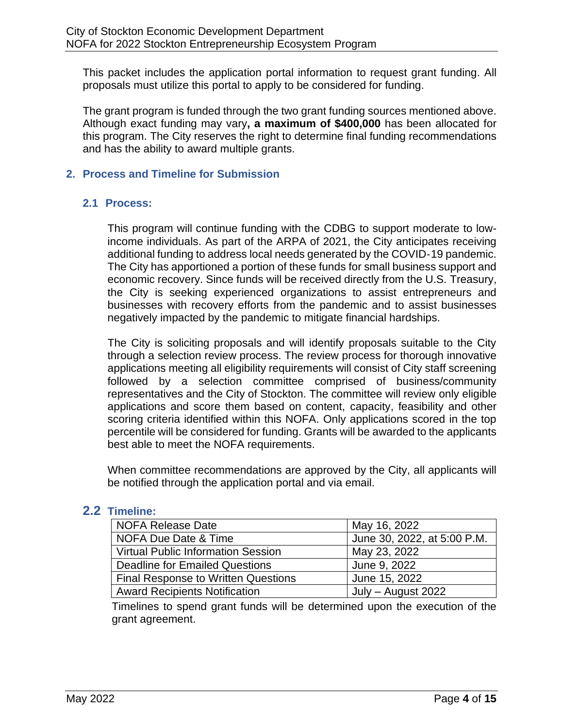This packet includes the application portal information to request grant funding. All proposals must utilize this portal to apply to be considered for funding.

The grant program is funded through the two grant funding sources mentioned above. Although exact funding may vary**, a maximum of $400,000** has been allocated for this program. The City reserves the right to determine final funding recommendations and has the ability to award multiple grants.

## 2. Process and Timeline for Submission

### 2.1 Process:

This program will continue funding with the CDBG to support moderate to low-income individuals. As part of the ARPA of 2021, the City anticipates receiving additional funding to address local needs generated by the COVID-19 pandemic. The City has apportioned a portion of these funds for small business support and economic recovery. Since funds will be received directly from the U.S. Treasury, the City is seeking experienced organizations to assist entrepreneurs and businesses with recovery efforts from the pandemic and to assist businesses negatively impacted by the pandemic to mitigate financial hardships.

The City is soliciting proposals and will identify proposals suitable to the City through a selection review process. The review process for thorough innovative applications meeting all eligibility requirements will consist of City staff screening followed by a selection committee comprised of business/community representatives and the City of Stockton. The committee will review only eligible applications and score them based on content, capacity, feasibility and other scoring criteria identified within this NOFA. Only applications scored in the top percentile will be considered for funding. Grants will be awarded to the applicants best able to meet the NOFA requirements.

When committee recommendations are approved by the City, all applicants will be notified through the application portal and via email.

### 2.2 Timeline:

| | |
|---|---|
| NOFA Release Date | May 16, 2022 |
| NOFA Due Date & Time | June 30, 2022, at 5:00 P.M. |
| Virtual Public Information Session | May 23, 2022 |
| Deadline for Emailed Questions | June 9, 2022 |
| Final Response to Written Questions | June 15, 2022 |
| Award Recipients Notification | July – August 2022 |

Timelines to spend grant funds will be determined upon the execution of the grant agreement.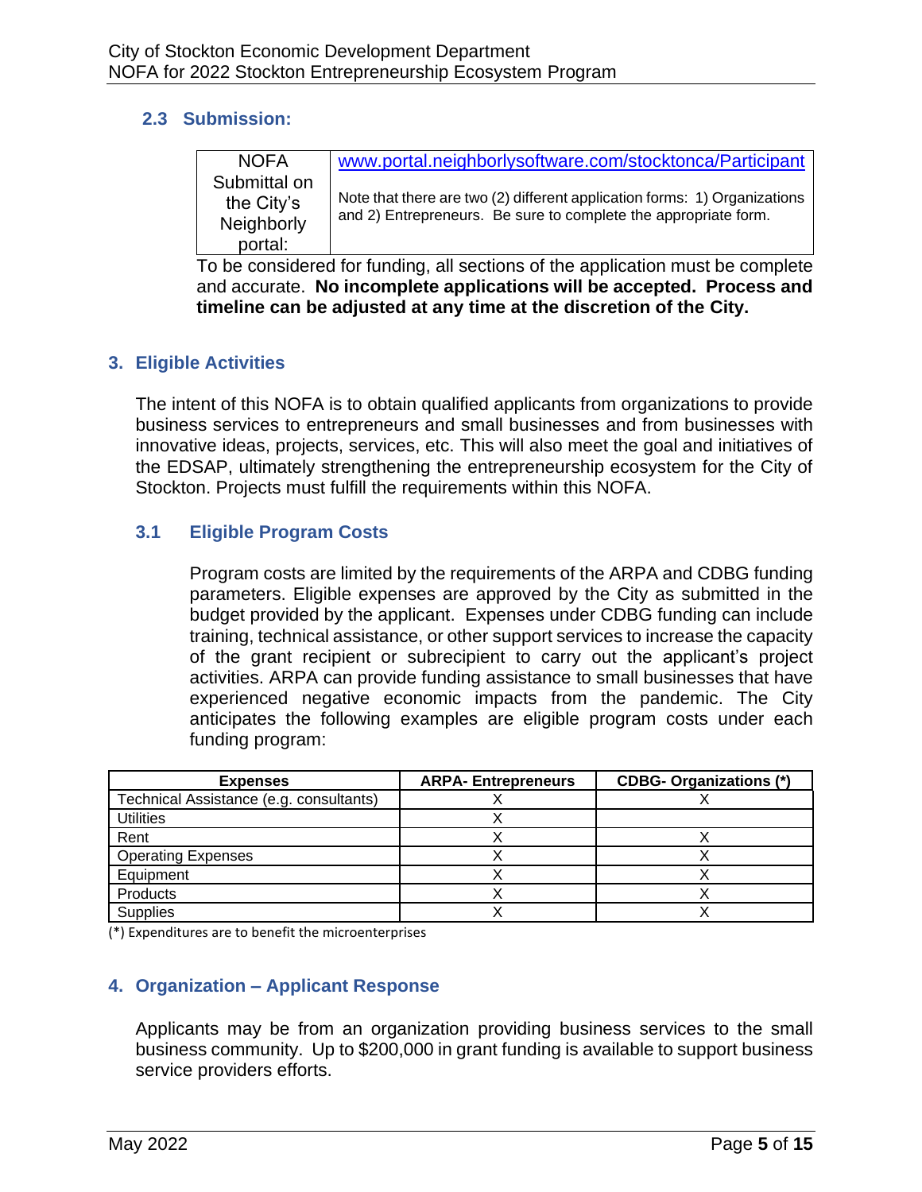### 2.3 Submission:

| NOFA Submittal on the City's Neighborly portal: | www.portal.neighborlysoftware.com/stocktonca/Participant<br><br>Note that there are two (2) different application forms: 1) Organizations and 2) Entrepreneurs. Be sure to complete the appropriate form. |
|---|---|

To be considered for funding, all sections of the application must be complete and accurate. **No incomplete applications will be accepted. Process and timeline can be adjusted at any time at the discretion of the City.**

## 3. Eligible Activities

The intent of this NOFA is to obtain qualified applicants from organizations to provide business services to entrepreneurs and small businesses and from businesses with innovative ideas, projects, services, etc. This will also meet the goal and initiatives of the EDSAP, ultimately strengthening the entrepreneurship ecosystem for the City of Stockton. Projects must fulfill the requirements within this NOFA.

### 3.1 Eligible Program Costs

Program costs are limited by the requirements of the ARPA and CDBG funding parameters. Eligible expenses are approved by the City as submitted in the budget provided by the applicant. Expenses under CDBG funding can include training, technical assistance, or other support services to increase the capacity of the grant recipient or subrecipient to carry out the applicant's project activities. ARPA can provide funding assistance to small businesses that have experienced negative economic impacts from the pandemic. The City anticipates the following examples are eligible program costs under each funding program:

| Expenses | ARPA- Entrepreneurs | CDBG- Organizations (*) |
|---|---|---|
| Technical Assistance (e.g. consultants) | X | X |
| Utilities | X | |
| Rent | X | X |
| Operating Expenses | X | X |
| Equipment | X | X |
| Products | X | X |
| Supplies | X | X |

(*) Expenditures are to benefit the microenterprises

## 4. Organization – Applicant Response

Applicants may be from an organization providing business services to the small business community. Up to $200,000 in grant funding is available to support business service providers efforts.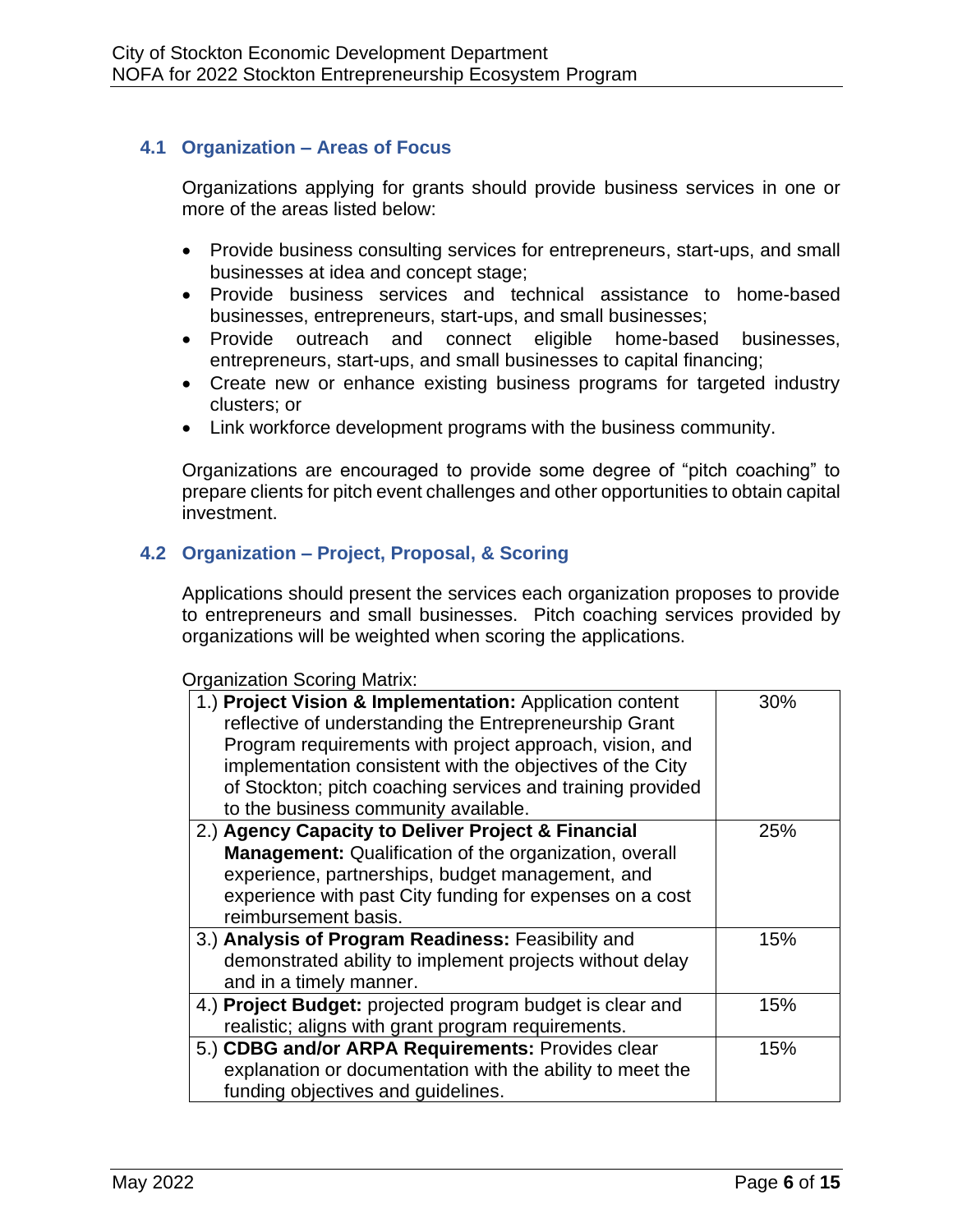### 4.1 Organization – Areas of Focus

Organizations applying for grants should provide business services in one or more of the areas listed below:

- Provide business consulting services for entrepreneurs, start-ups, and small businesses at idea and concept stage;
- Provide business services and technical assistance to home-based businesses, entrepreneurs, start-ups, and small businesses;
- Provide outreach and connect eligible home-based businesses, entrepreneurs, start-ups, and small businesses to capital financing;
- Create new or enhance existing business programs for targeted industry clusters; or
- Link workforce development programs with the business community.

Organizations are encouraged to provide some degree of "pitch coaching" to prepare clients for pitch event challenges and other opportunities to obtain capital investment.

### 4.2 Organization – Project, Proposal, & Scoring

Applications should present the services each organization proposes to provide to entrepreneurs and small businesses. Pitch coaching services provided by organizations will be weighted when scoring the applications.

Organization Scoring Matrix:

| Criteria | Weight |
|---|---|
| 1.) **Project Vision & Implementation:** Application content reflective of understanding the Entrepreneurship Grant Program requirements with project approach, vision, and implementation consistent with the objectives of the City of Stockton; pitch coaching services and training provided to the business community available. | 30% |
| 2.) **Agency Capacity to Deliver Project & Financial Management:** Qualification of the organization, overall experience, partnerships, budget management, and experience with past City funding for expenses on a cost reimbursement basis. | 25% |
| 3.) **Analysis of Program Readiness:** Feasibility and demonstrated ability to implement projects without delay and in a timely manner. | 15% |
| 4.) **Project Budget:** projected program budget is clear and realistic; aligns with grant program requirements. | 15% |
| 5.) **CDBG and/or ARPA Requirements:** Provides clear explanation or documentation with the ability to meet the funding objectives and guidelines. | 15% |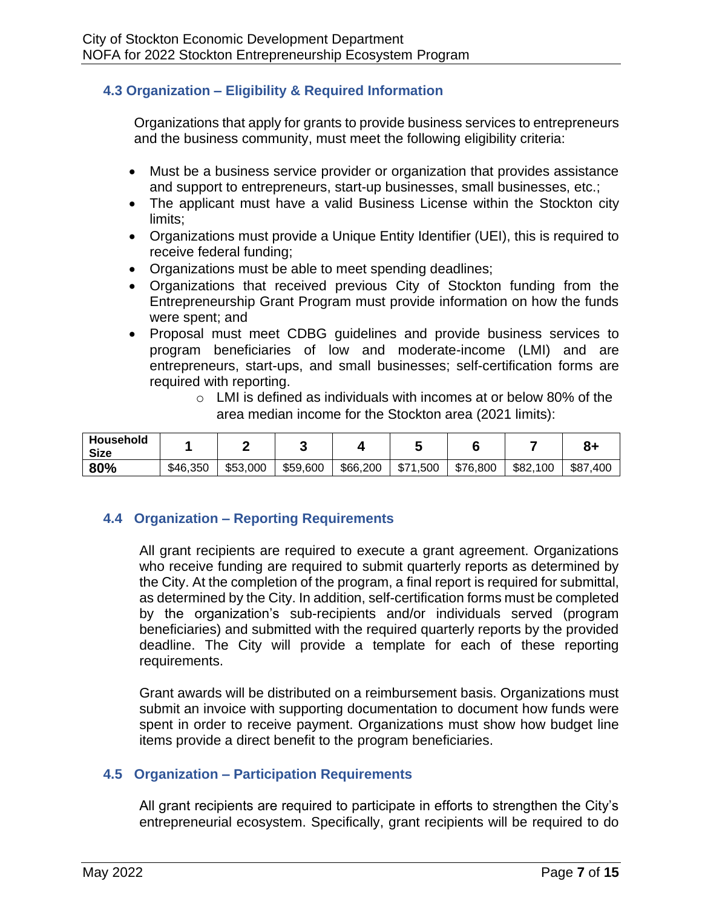### 4.3 Organization – Eligibility & Required Information

Organizations that apply for grants to provide business services to entrepreneurs and the business community, must meet the following eligibility criteria:

- Must be a business service provider or organization that provides assistance and support to entrepreneurs, start-up businesses, small businesses, etc.;
- The applicant must have a valid Business License within the Stockton city limits;
- Organizations must provide a Unique Entity Identifier (UEI), this is required to receive federal funding;
- Organizations must be able to meet spending deadlines;
- Organizations that received previous City of Stockton funding from the Entrepreneurship Grant Program must provide information on how the funds were spent; and
- Proposal must meet CDBG guidelines and provide business services to program beneficiaries of low and moderate-income (LMI) and are entrepreneurs, start-ups, and small businesses; self-certification forms are required with reporting.
  - LMI is defined as individuals with incomes at or below 80% of the area median income for the Stockton area (2021 limits):

| Household Size | 1 | 2 | 3 | 4 | 5 | 6 | 7 | 8+ |
|---|---|---|---|---|---|---|---|---|
| **80%** | $46,350 | $53,000 | $59,600 | $66,200 | $71,500 | $76,800 | $82,100 | $87,400 |

### 4.4 Organization – Reporting Requirements

All grant recipients are required to execute a grant agreement. Organizations who receive funding are required to submit quarterly reports as determined by the City. At the completion of the program, a final report is required for submittal, as determined by the City. In addition, self-certification forms must be completed by the organization's sub-recipients and/or individuals served (program beneficiaries) and submitted with the required quarterly reports by the provided deadline. The City will provide a template for each of these reporting requirements.

Grant awards will be distributed on a reimbursement basis. Organizations must submit an invoice with supporting documentation to document how funds were spent in order to receive payment. Organizations must show how budget line items provide a direct benefit to the program beneficiaries.

### 4.5 Organization – Participation Requirements

All grant recipients are required to participate in efforts to strengthen the City's entrepreneurial ecosystem. Specifically, grant recipients will be required to do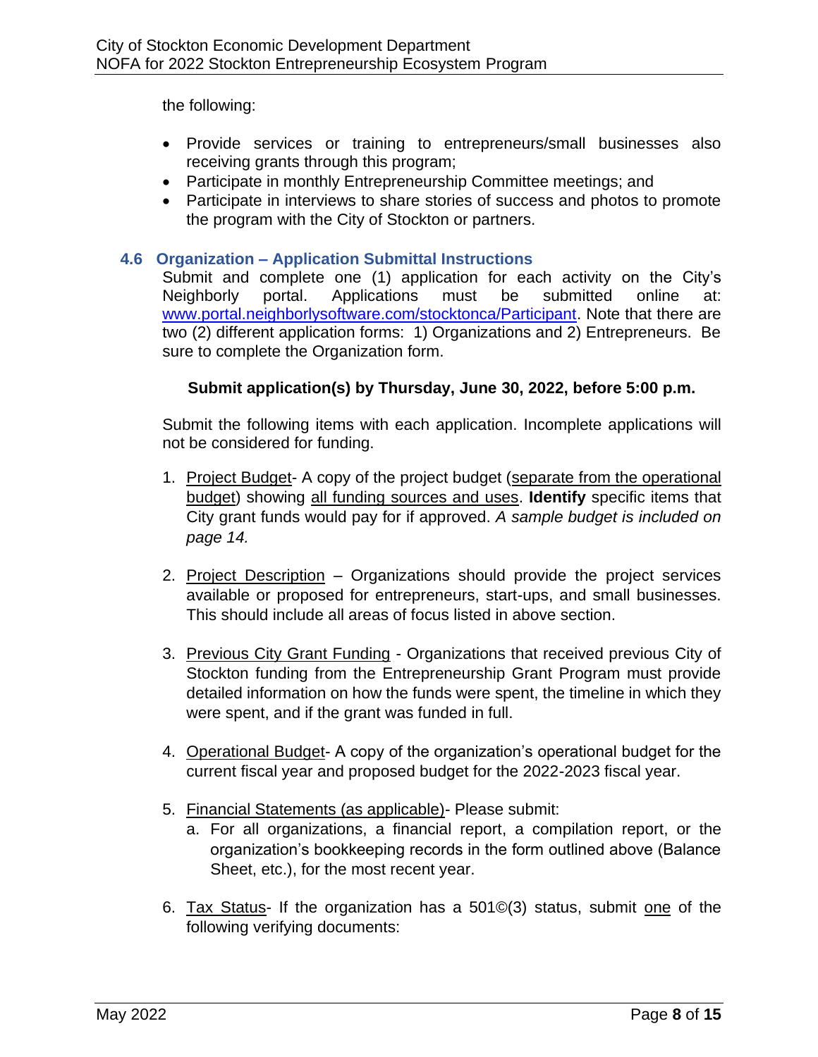the following:

- Provide services or training to entrepreneurs/small businesses also receiving grants through this program;
- Participate in monthly Entrepreneurship Committee meetings; and
- Participate in interviews to share stories of success and photos to promote the program with the City of Stockton or partners.

### 4.6 Organization – Application Submittal Instructions

Submit and complete one (1) application for each activity on the City's Neighborly portal. Applications must be submitted online at: [www.portal.neighborlysoftware.com/stocktonca/Participant](www.portal.neighborlysoftware.com/stocktonca/Participant). Note that there are two (2) different application forms: 1) Organizations and 2) Entrepreneurs. Be sure to complete the Organization form.

**Submit application(s) by Thursday, June 30, 2022, before 5:00 p.m.**

Submit the following items with each application. Incomplete applications will not be considered for funding.

1. Project Budget- A copy of the project budget (separate from the operational budget) showing all funding sources and uses. **Identify** specific items that City grant funds would pay for if approved. *A sample budget is included on page 14.*

2. Project Description – Organizations should provide the project services available or proposed for entrepreneurs, start-ups, and small businesses. This should include all areas of focus listed in above section.

3. Previous City Grant Funding - Organizations that received previous City of Stockton funding from the Entrepreneurship Grant Program must provide detailed information on how the funds were spent, the timeline in which they were spent, and if the grant was funded in full.

4. Operational Budget- A copy of the organization's operational budget for the current fiscal year and proposed budget for the 2022-2023 fiscal year.

5. Financial Statements (as applicable)- Please submit:
   a. For all organizations, a financial report, a compilation report, or the organization's bookkeeping records in the form outlined above (Balance Sheet, etc.), for the most recent year.

6. Tax Status- If the organization has a 501©(3) status, submit one of the following verifying documents: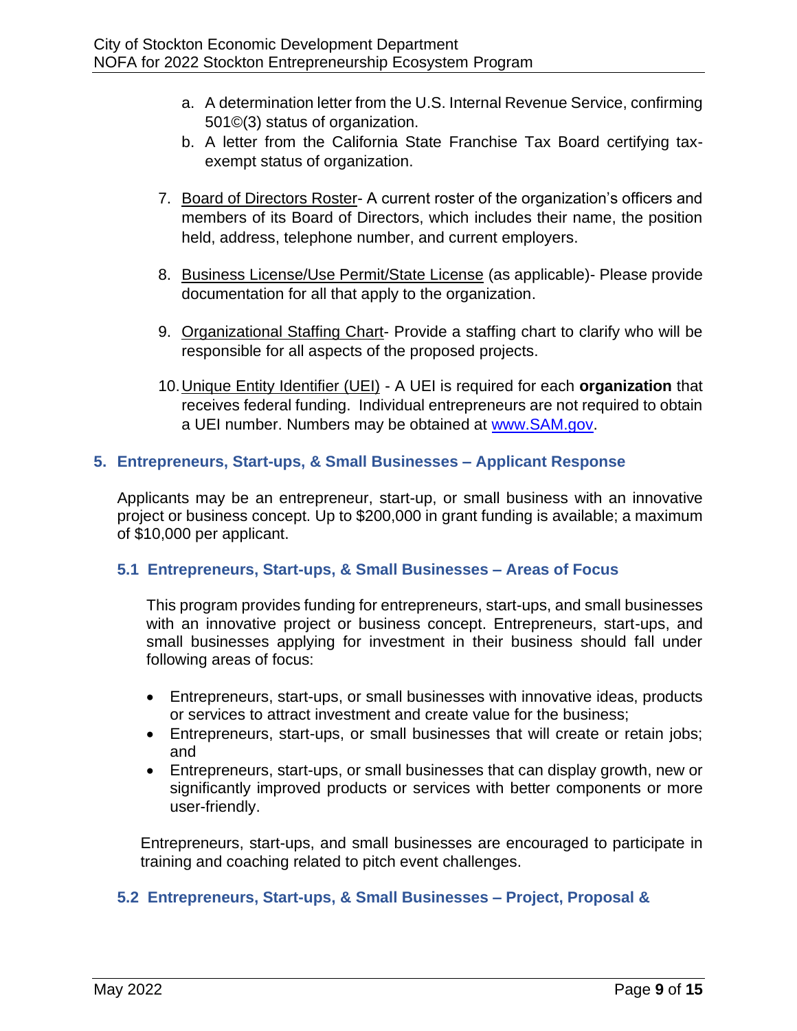a. A determination letter from the U.S. Internal Revenue Service, confirming 501©(3) status of organization.
b. A letter from the California State Franchise Tax Board certifying tax-exempt status of organization.

7. Board of Directors Roster- A current roster of the organization's officers and members of its Board of Directors, which includes their name, the position held, address, telephone number, and current employers.

8. Business License/Use Permit/State License (as applicable)- Please provide documentation for all that apply to the organization.

9. Organizational Staffing Chart- Provide a staffing chart to clarify who will be responsible for all aspects of the proposed projects.

10. Unique Entity Identifier (UEI) - A UEI is required for each **organization** that receives federal funding. Individual entrepreneurs are not required to obtain a UEI number. Numbers may be obtained at www.SAM.gov.

## 5. Entrepreneurs, Start-ups, & Small Businesses – Applicant Response

Applicants may be an entrepreneur, start-up, or small business with an innovative project or business concept. Up to $200,000 in grant funding is available; a maximum of $10,000 per applicant.

### 5.1 Entrepreneurs, Start-ups, & Small Businesses – Areas of Focus

This program provides funding for entrepreneurs, start-ups, and small businesses with an innovative project or business concept. Entrepreneurs, start-ups, and small businesses applying for investment in their business should fall under following areas of focus:

- Entrepreneurs, start-ups, or small businesses with innovative ideas, products or services to attract investment and create value for the business;
- Entrepreneurs, start-ups, or small businesses that will create or retain jobs; and
- Entrepreneurs, start-ups, or small businesses that can display growth, new or significantly improved products or services with better components or more user-friendly.

Entrepreneurs, start-ups, and small businesses are encouraged to participate in training and coaching related to pitch event challenges.

### 5.2 Entrepreneurs, Start-ups, & Small Businesses – Project, Proposal &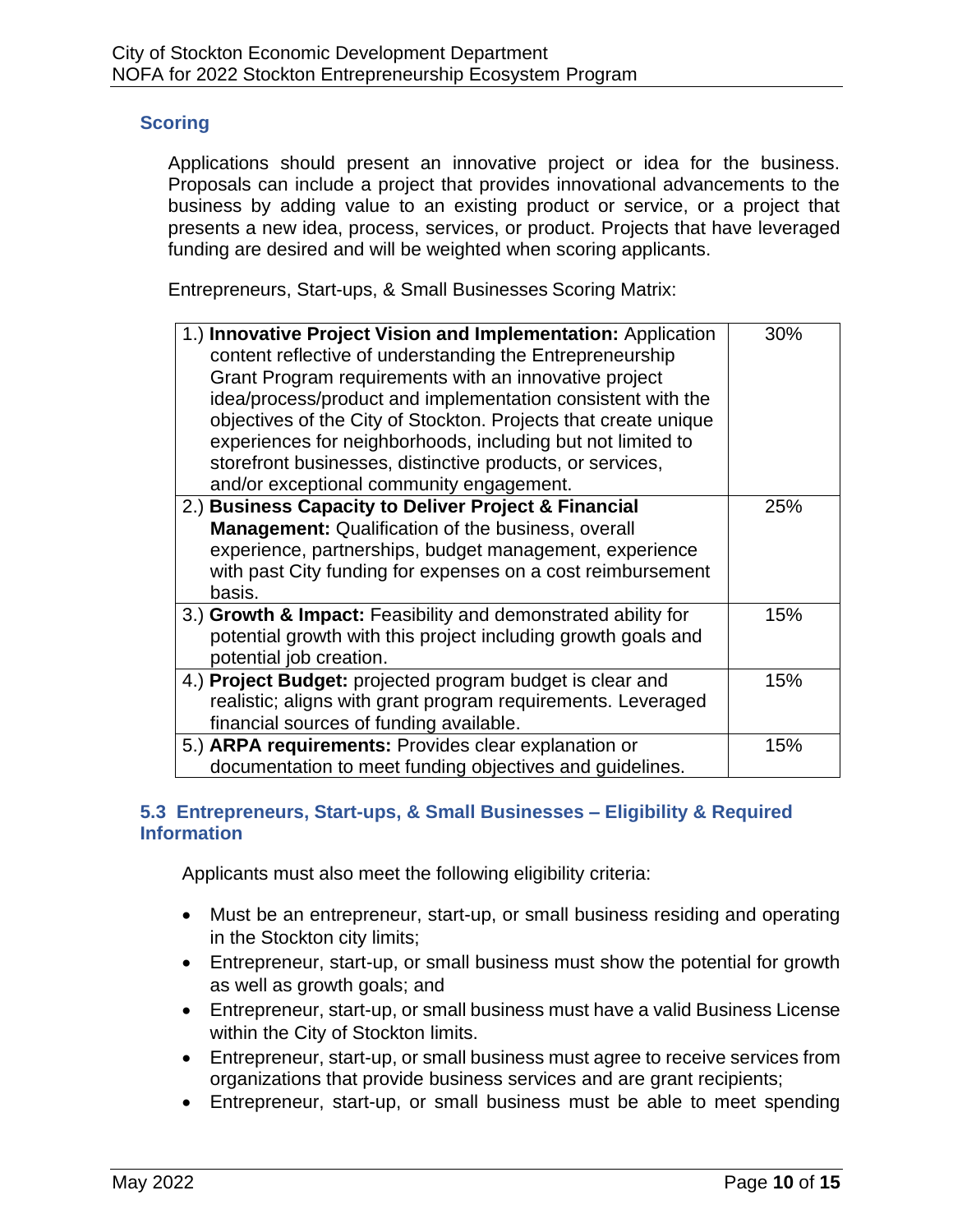### Scoring

Applications should present an innovative project or idea for the business. Proposals can include a project that provides innovational advancements to the business by adding value to an existing product or service, or a project that presents a new idea, process, services, or product. Projects that have leveraged funding are desired and will be weighted when scoring applicants.

Entrepreneurs, Start-ups, & Small Businesses Scoring Matrix:

| Criteria | Weight |
|---|---|
| 1.) **Innovative Project Vision and Implementation:** Application content reflective of understanding the Entrepreneurship Grant Program requirements with an innovative project idea/process/product and implementation consistent with the objectives of the City of Stockton. Projects that create unique experiences for neighborhoods, including but not limited to storefront businesses, distinctive products, or services, and/or exceptional community engagement. | 30% |
| 2.) **Business Capacity to Deliver Project & Financial Management:** Qualification of the business, overall experience, partnerships, budget management, experience with past City funding for expenses on a cost reimbursement basis. | 25% |
| 3.) **Growth & Impact:** Feasibility and demonstrated ability for potential growth with this project including growth goals and potential job creation. | 15% |
| 4.) **Project Budget:** projected program budget is clear and realistic; aligns with grant program requirements. Leveraged financial sources of funding available. | 15% |
| 5.) **ARPA requirements:** Provides clear explanation or documentation to meet funding objectives and guidelines. | 15% |

### 5.3 Entrepreneurs, Start-ups, & Small Businesses – Eligibility & Required Information

Applicants must also meet the following eligibility criteria:

- Must be an entrepreneur, start-up, or small business residing and operating in the Stockton city limits;
- Entrepreneur, start-up, or small business must show the potential for growth as well as growth goals; and
- Entrepreneur, start-up, or small business must have a valid Business License within the City of Stockton limits.
- Entrepreneur, start-up, or small business must agree to receive services from organizations that provide business services and are grant recipients;
- Entrepreneur, start-up, or small business must be able to meet spending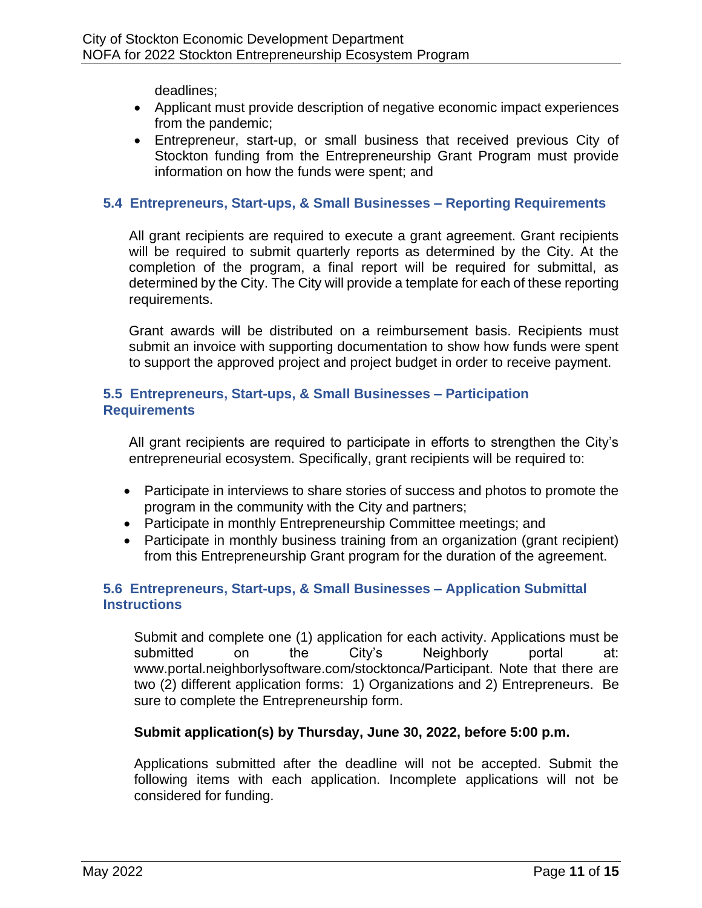deadlines;

- Applicant must provide description of negative economic impact experiences from the pandemic;
- Entrepreneur, start-up, or small business that received previous City of Stockton funding from the Entrepreneurship Grant Program must provide information on how the funds were spent; and

### 5.4 Entrepreneurs, Start-ups, & Small Businesses – Reporting Requirements

All grant recipients are required to execute a grant agreement. Grant recipients will be required to submit quarterly reports as determined by the City. At the completion of the program, a final report will be required for submittal, as determined by the City. The City will provide a template for each of these reporting requirements.

Grant awards will be distributed on a reimbursement basis. Recipients must submit an invoice with supporting documentation to show how funds were spent to support the approved project and project budget in order to receive payment.

### 5.5 Entrepreneurs, Start-ups, & Small Businesses – Participation Requirements

All grant recipients are required to participate in efforts to strengthen the City's entrepreneurial ecosystem. Specifically, grant recipients will be required to:

- Participate in interviews to share stories of success and photos to promote the program in the community with the City and partners;
- Participate in monthly Entrepreneurship Committee meetings; and
- Participate in monthly business training from an organization (grant recipient) from this Entrepreneurship Grant program for the duration of the agreement.

### 5.6 Entrepreneurs, Start-ups, & Small Businesses – Application Submittal Instructions

Submit and complete one (1) application for each activity. Applications must be submitted on the City's Neighborly portal at: www.portal.neighborlysoftware.com/stocktonca/Participant. Note that there are two (2) different application forms: 1) Organizations and 2) Entrepreneurs. Be sure to complete the Entrepreneurship form.

**Submit application(s) by Thursday, June 30, 2022, before 5:00 p.m.**

Applications submitted after the deadline will not be accepted. Submit the following items with each application. Incomplete applications will not be considered for funding.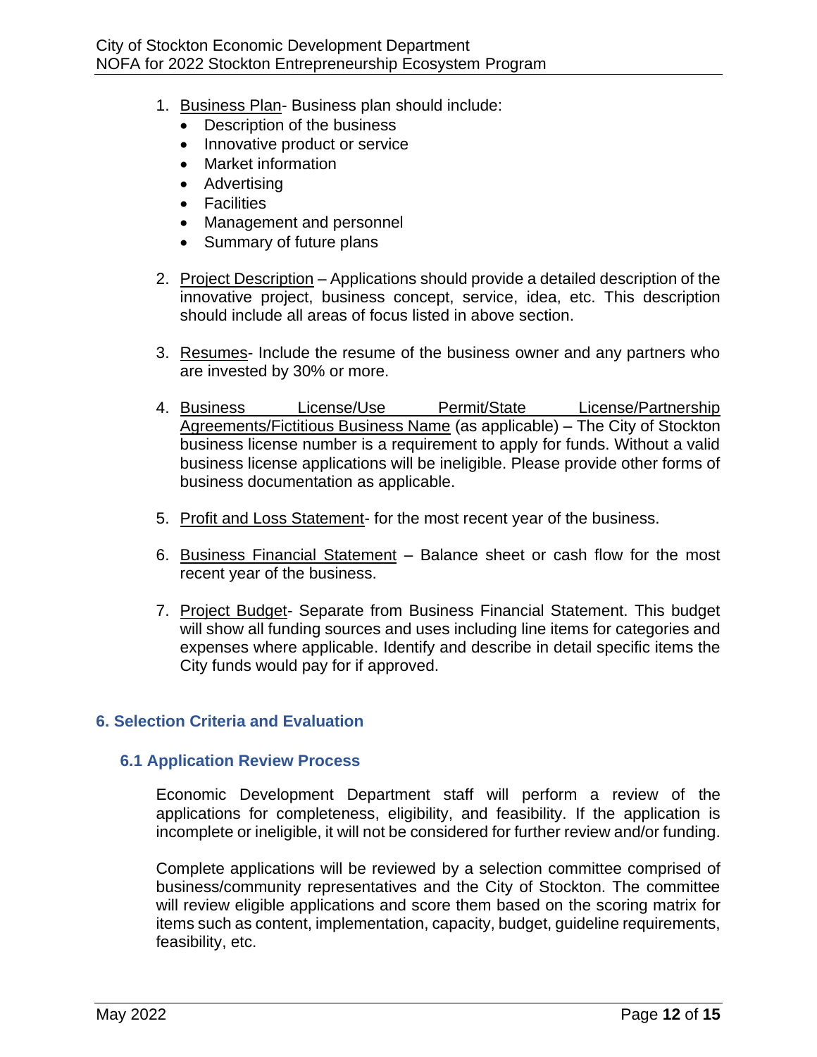1. Business Plan- Business plan should include:
    - Description of the business
    - Innovative product or service
    - Market information
    - Advertising
    - Facilities
    - Management and personnel
    - Summary of future plans

2. Project Description – Applications should provide a detailed description of the innovative project, business concept, service, idea, etc. This description should include all areas of focus listed in above section.

3. Resumes- Include the resume of the business owner and any partners who are invested by 30% or more.

4. Business License/Use Permit/State License/Partnership Agreements/Fictitious Business Name (as applicable) – The City of Stockton business license number is a requirement to apply for funds. Without a valid business license applications will be ineligible. Please provide other forms of business documentation as applicable.

5. Profit and Loss Statement- for the most recent year of the business.

6. Business Financial Statement – Balance sheet or cash flow for the most recent year of the business.

7. Project Budget- Separate from Business Financial Statement. This budget will show all funding sources and uses including line items for categories and expenses where applicable. Identify and describe in detail specific items the City funds would pay for if approved.

## 6. Selection Criteria and Evaluation

### 6.1 Application Review Process

Economic Development Department staff will perform a review of the applications for completeness, eligibility, and feasibility. If the application is incomplete or ineligible, it will not be considered for further review and/or funding.

Complete applications will be reviewed by a selection committee comprised of business/community representatives and the City of Stockton. The committee will review eligible applications and score them based on the scoring matrix for items such as content, implementation, capacity, budget, guideline requirements, feasibility, etc.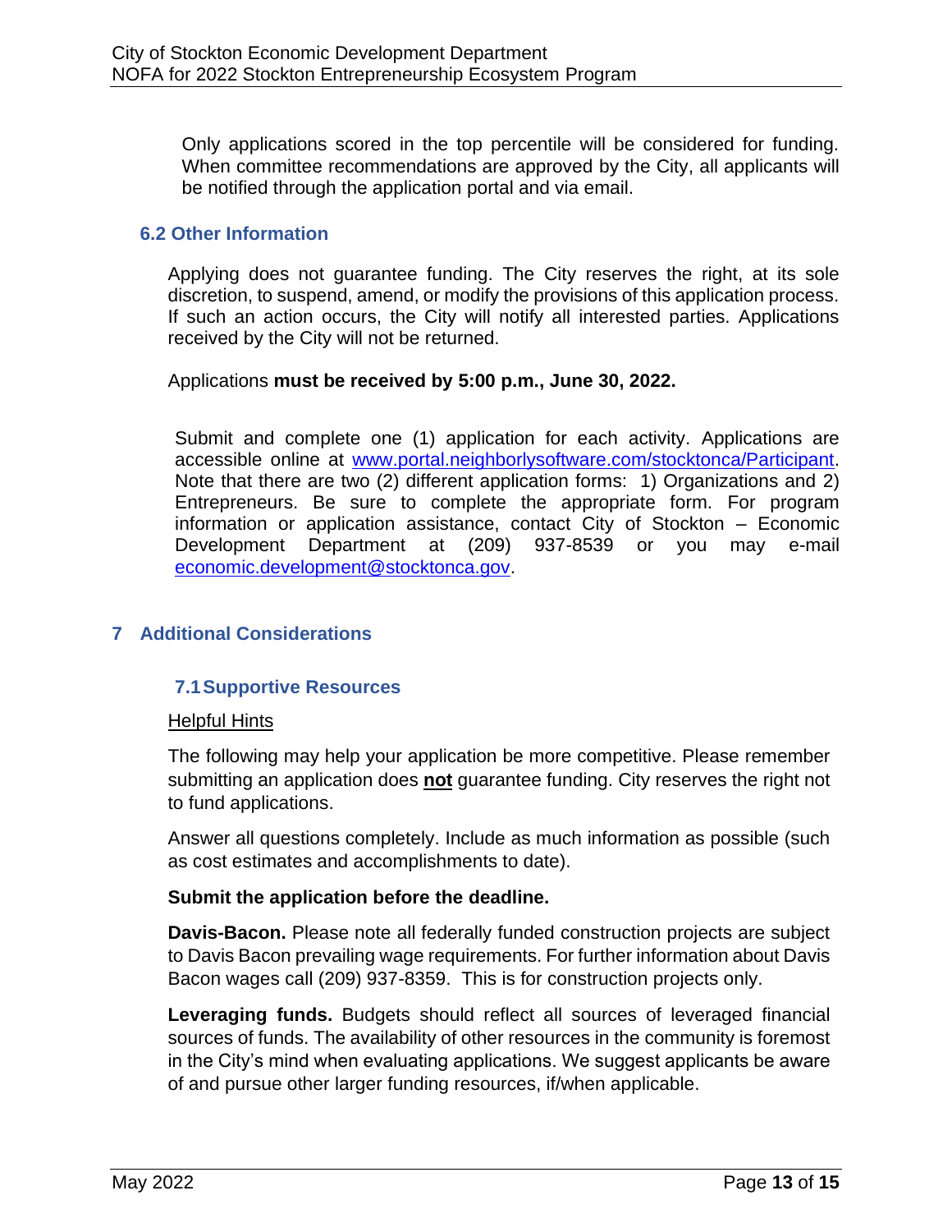Only applications scored in the top percentile will be considered for funding. When committee recommendations are approved by the City, all applicants will be notified through the application portal and via email.

### 6.2 Other Information

Applying does not guarantee funding. The City reserves the right, at its sole discretion, to suspend, amend, or modify the provisions of this application process. If such an action occurs, the City will notify all interested parties. Applications received by the City will not be returned.

Applications **must be received by 5:00 p.m., June 30, 2022.**

Submit and complete one (1) application for each activity. Applications are accessible online at [www.portal.neighborlysoftware.com/stocktonca/Participant](http://www.portal.neighborlysoftware.com/stocktonca/Participant). Note that there are two (2) different application forms: 1) Organizations and 2) Entrepreneurs. Be sure to complete the appropriate form. For program information or application assistance, contact City of Stockton – Economic Development Department at (209) 937-8539 or you may e-mail [economic.development@stocktonca.gov](mailto:economic.development@stocktonca.gov).

## 7 Additional Considerations

### 7.1 Supportive Resources

<u>Helpful Hints</u>

The following may help your application be more competitive. Please remember submitting an application does **<u>not</u>** guarantee funding. City reserves the right not to fund applications.

Answer all questions completely. Include as much information as possible (such as cost estimates and accomplishments to date).

**Submit the application before the deadline.**

**Davis-Bacon.** Please note all federally funded construction projects are subject to Davis Bacon prevailing wage requirements. For further information about Davis Bacon wages call (209) 937-8359. This is for construction projects only.

**Leveraging funds.** Budgets should reflect all sources of leveraged financial sources of funds. The availability of other resources in the community is foremost in the City's mind when evaluating applications. We suggest applicants be aware of and pursue other larger funding resources, if/when applicable.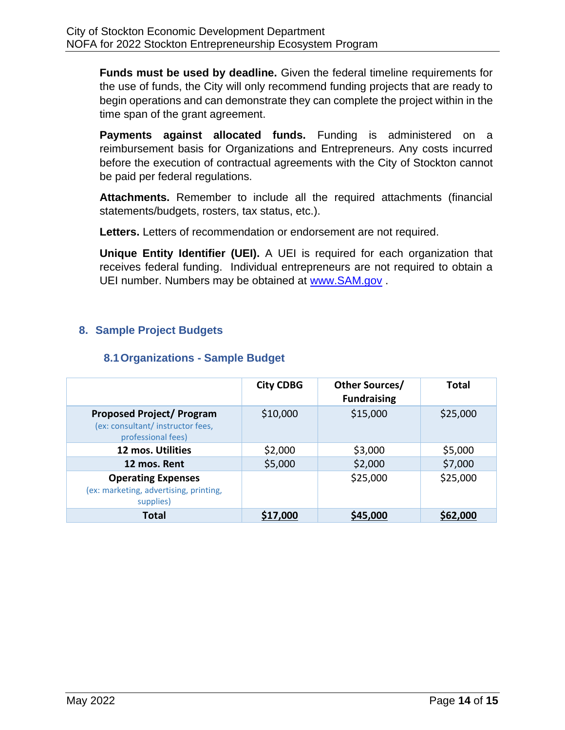**Funds must be used by deadline.** Given the federal timeline requirements for the use of funds, the City will only recommend funding projects that are ready to begin operations and can demonstrate they can complete the project within in the time span of the grant agreement.

**Payments against allocated funds.** Funding is administered on a reimbursement basis for Organizations and Entrepreneurs. Any costs incurred before the execution of contractual agreements with the City of Stockton cannot be paid per federal regulations.

**Attachments.** Remember to include all the required attachments (financial statements/budgets, rosters, tax status, etc.).

**Letters.** Letters of recommendation or endorsement are not required.

**Unique Entity Identifier (UEI).** A UEI is required for each organization that receives federal funding. Individual entrepreneurs are not required to obtain a UEI number. Numbers may be obtained at [www.SAM.gov](http://www.SAM.gov) .

## 8. Sample Project Budgets

### 8.1 Organizations - Sample Budget

| | City CDBG | Other Sources/ Fundraising | Total |
|---|---|---|---|
| **Proposed Project/ Program** (ex: consultant/ instructor fees, professional fees) | $10,000 | $15,000 | $25,000 |
| **12 mos. Utilities** | $2,000 | $3,000 | $5,000 |
| **12 mos. Rent** | $5,000 | $2,000 | $7,000 |
| **Operating Expenses** (ex: marketing, advertising, printing, supplies) | | $25,000 | $25,000 |
| **Total** | **$17,000** | **$45,000** | **$62,000** |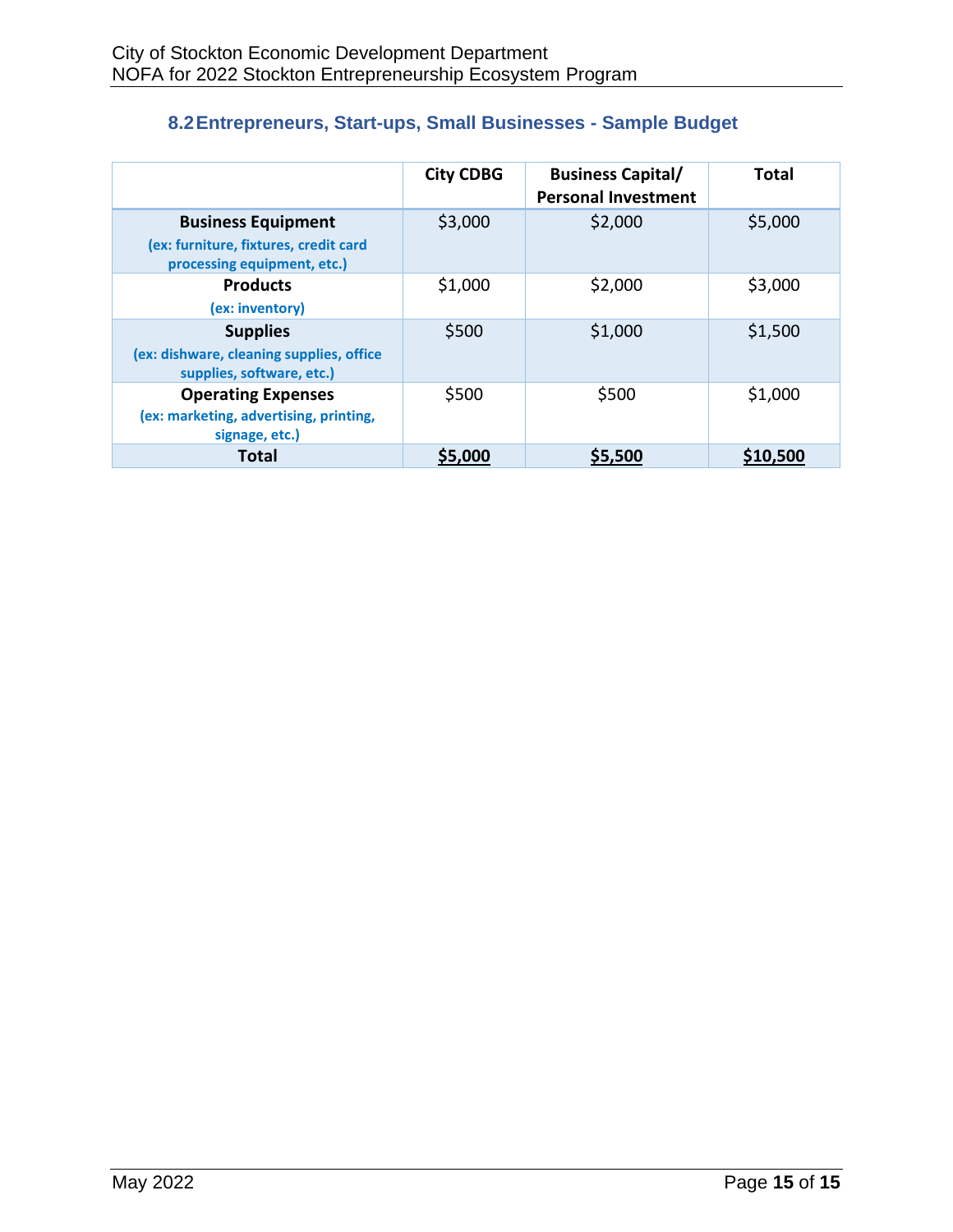## 8.2 Entrepreneurs, Start-ups, Small Businesses - Sample Budget

| | City CDBG | Business Capital/ Personal Investment | Total |
|---|---|---|---|
| **Business Equipment** (ex: furniture, fixtures, credit card processing equipment, etc.) | $3,000 | $2,000 | $5,000 |
| **Products** (ex: inventory) | $1,000 | $2,000 | $3,000 |
| **Supplies** (ex: dishware, cleaning supplies, office supplies, software, etc.) | $500 | $1,000 | $1,500 |
| **Operating Expenses** (ex: marketing, advertising, printing, signage, etc.) | $500 | $500 | $1,000 |
| **Total** | **$5,000** | **$5,500** | **$10,500** |